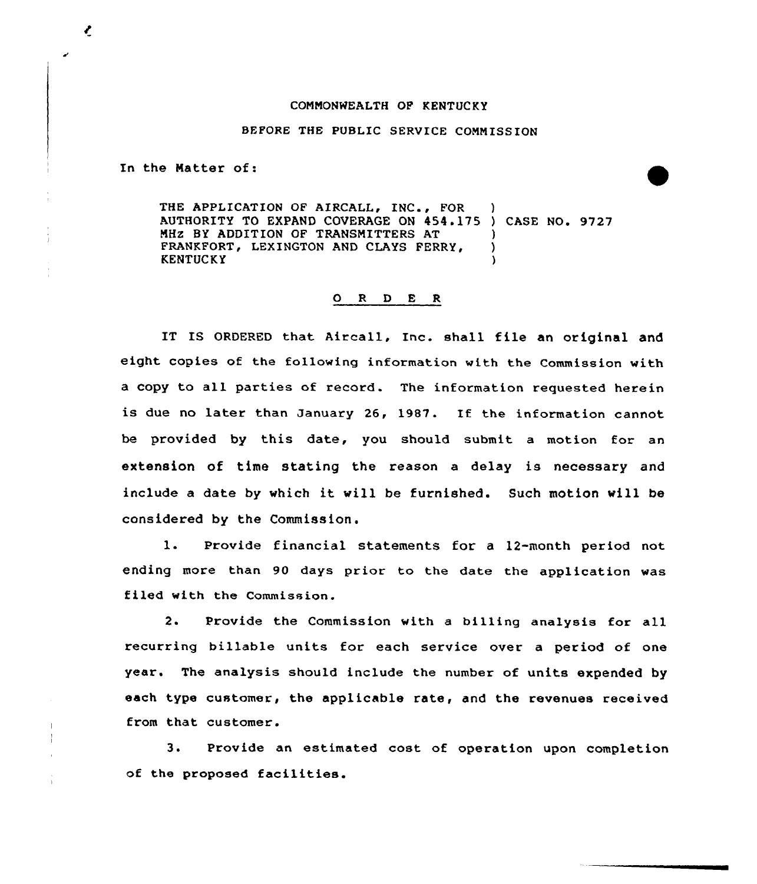COMMONWEALTH OF KENTUCKY

BEFORE THE PUBLIC SERVICE COMMISSION

In the Matter of:

THE APPLICATION OF AIRCALL, INC., FOR AUTHORITY TO EXPAND COVERAGE ON 454.175 MHz BY ADDITION OF TRANSMITTERS AT FRANKFORT, LEXINGTON AND CLAYS FERRY, KENTUCKY ) CASE NO. 9727

## O R D E R

IT IS ORDERED that Aircall, Inc. shall file an original and eight copies of the following information with the Commission with a copy to all parties of record. The information requested herein is due no later than January 26, 1987. If the information cannot be provided by this date, you should submit a motion for an extension of time stating the reason a delay is necessary and include a date by which it will be furnished. Such motion will be considered by the Commission.

1. Provide financial statements for a 12-month period not ending more than 90 days prior to the date the application was filed with the Commission.

2. Provide the Commission with a billing analysis for all recurring billable units for each service over a period of one year. The analysis should include the number of units expended by each type customer, the applicable rate, and the revenues received from that customer.

3. Provide an estimated cost of operation upon completion of the proposed facilities.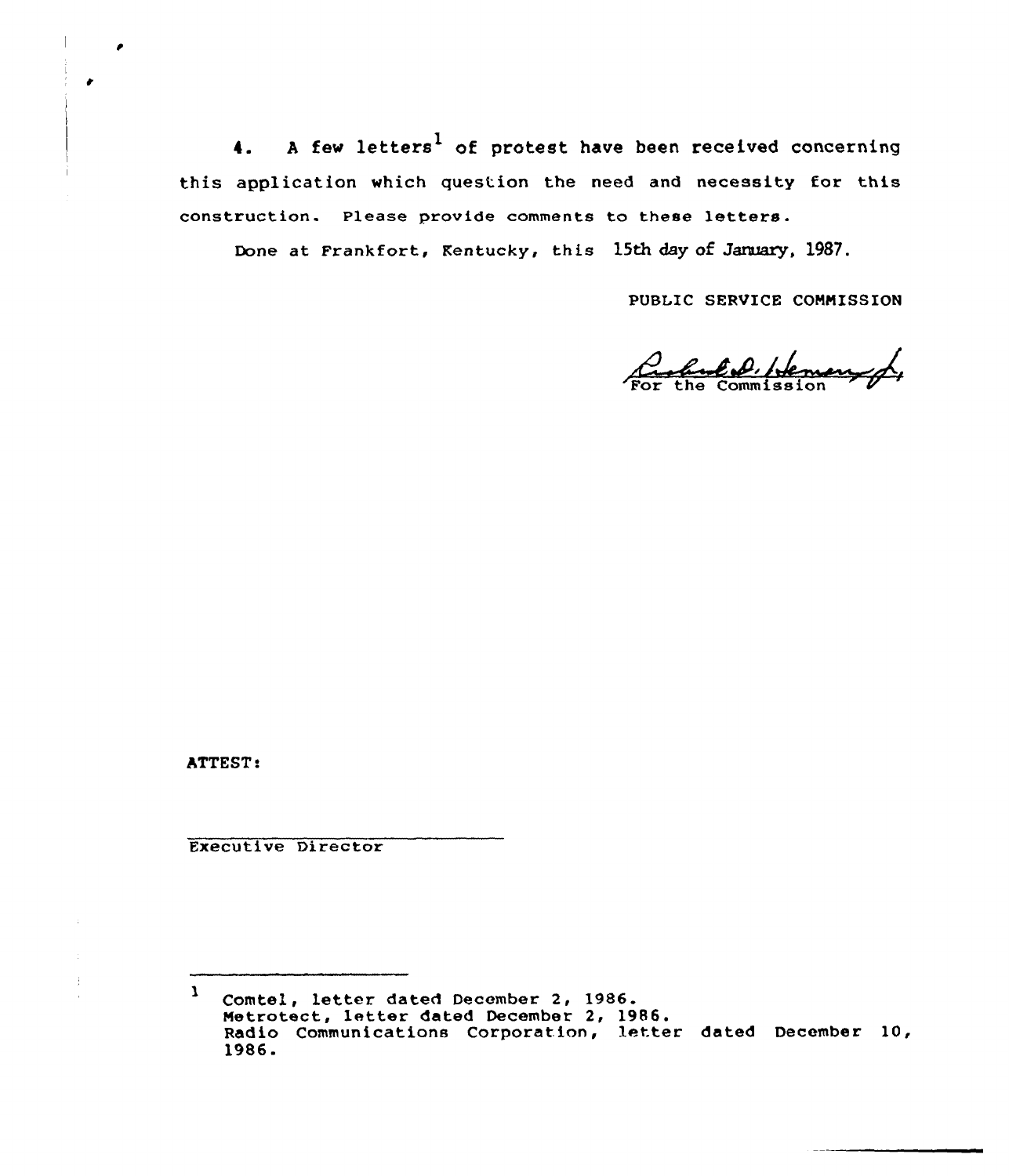4. A few letters[1] of protest have been received concerning this application which question the need and necessity for this construction. Please provide comments to these letters.

Done at Frankfort, Kentucky, this 15th day of January, 1987.

PUBLIC SERVICE COMMISSION

For the Commission

ATTEST:

Executive Director

---

[1] Comtel, letter dated December 2, 1986.
Metrotect, letter dated December 2, 1986.
Radio Communications Corporation, letter dated December 10, 1986.